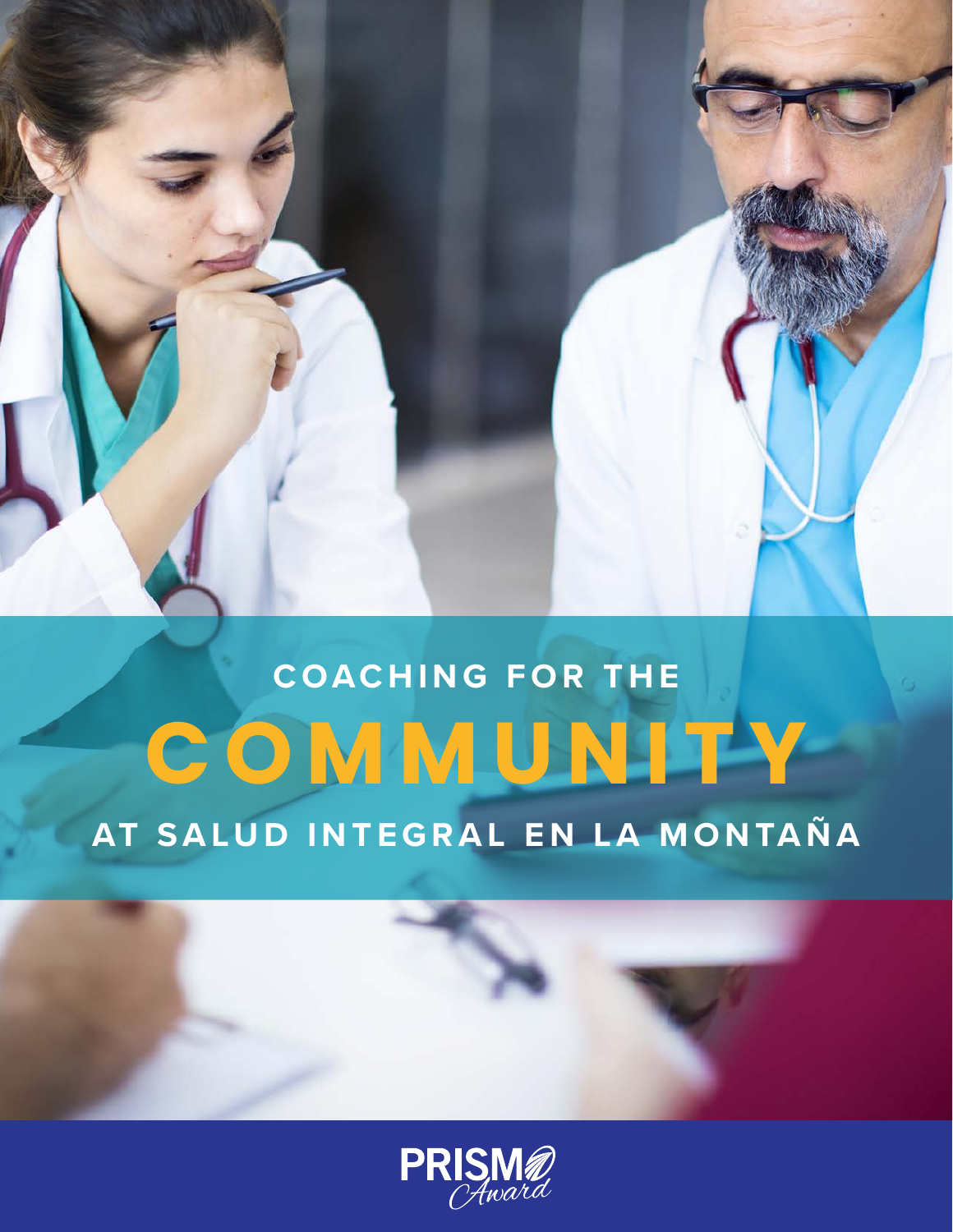# COACHING FOR THE COMMUNITY AT SALUD INTEGRAL EN LA MONTAÑA

PRISM Award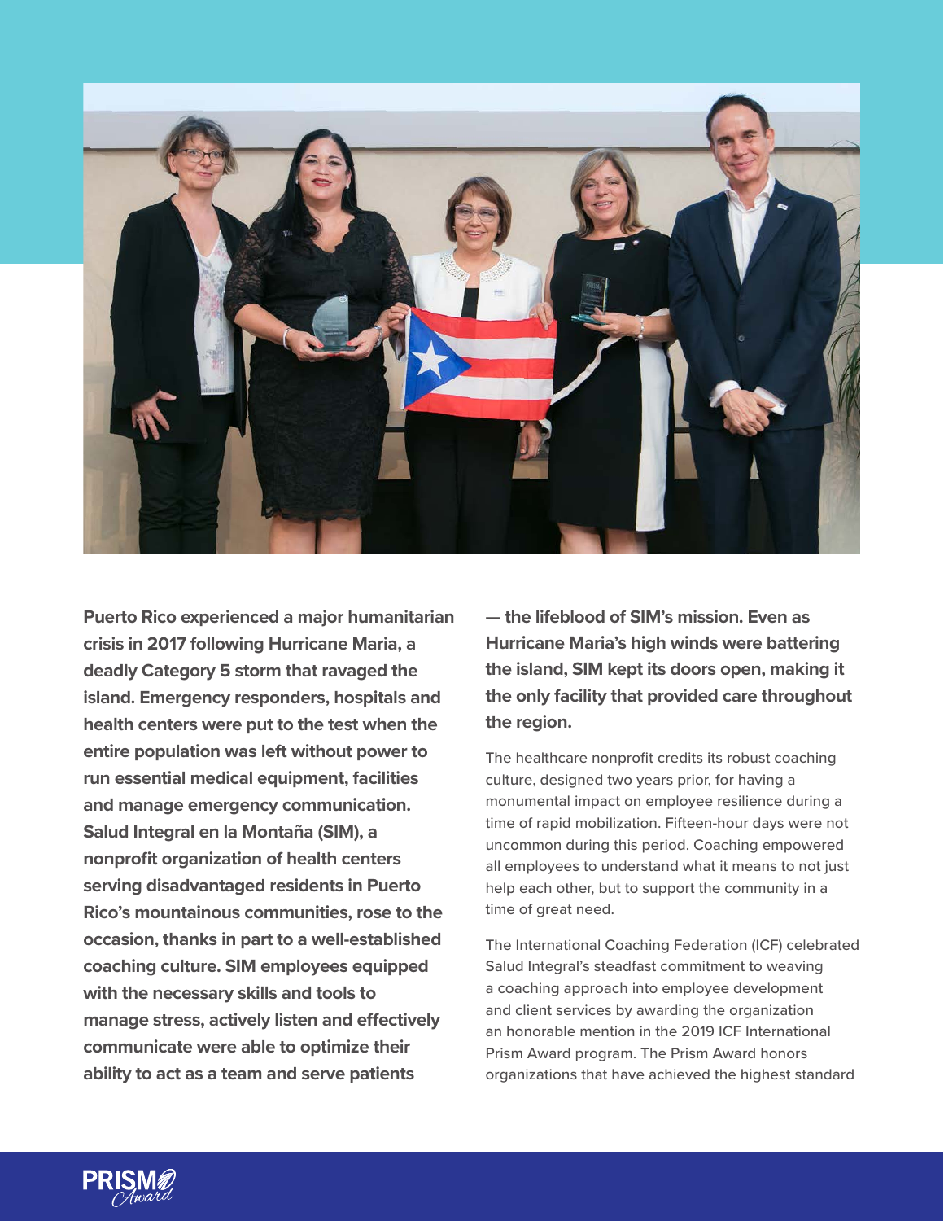**Puerto Rico experienced a major humanitarian crisis in 2017 following Hurricane Maria, a deadly Category 5 storm that ravaged the island. Emergency responders, hospitals and health centers were put to the test when the entire population was left without power to run essential medical equipment, facilities and manage emergency communication. Salud Integral en la Montaña (SIM), a nonprofit organization of health centers serving disadvantaged residents in Puerto Rico's mountainous communities, rose to the occasion, thanks in part to a well-established coaching culture. SIM employees equipped with the necessary skills and tools to manage stress, actively listen and effectively communicate were able to optimize their ability to act as a team and serve patients — the lifeblood of SIM's mission. Even as Hurricane Maria's high winds were battering the island, SIM kept its doors open, making it the only facility that provided care throughout the region.**

The healthcare nonprofit credits its robust coaching culture, designed two years prior, for having a monumental impact on employee resilience during a time of rapid mobilization. Fifteen-hour days were not uncommon during this period. Coaching empowered all employees to understand what it means to not just help each other, but to support the community in a time of great need.

The International Coaching Federation (ICF) celebrated Salud Integral's steadfast commitment to weaving a coaching approach into employee development and client services by awarding the organization an honorable mention in the 2019 ICF International Prism Award program. The Prism Award honors organizations that have achieved the highest standard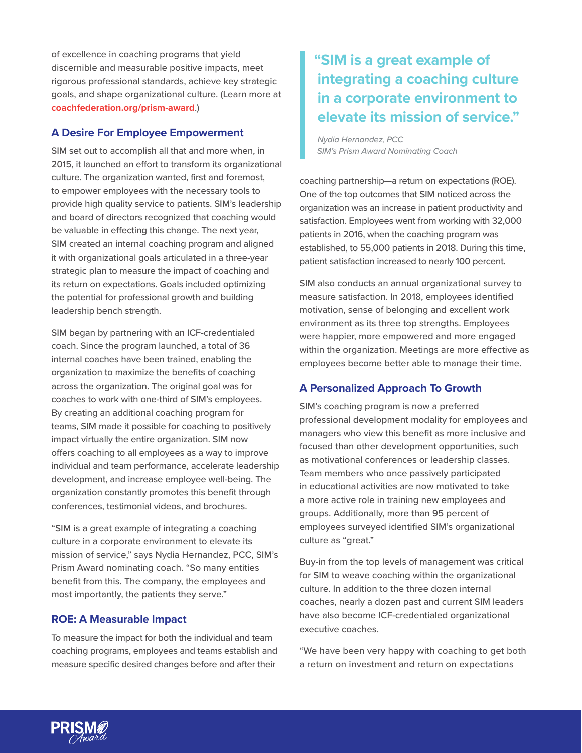of excellence in coaching programs that yield discernible and measurable positive impacts, meet rigorous professional standards, achieve key strategic goals, and shape organizational culture. (Learn more at **coachfederation.org/prism-award**.)

## A Desire For Employee Empowerment

SIM set out to accomplish all that and more when, in 2015, it launched an effort to transform its organizational culture. The organization wanted, first and foremost, to empower employees with the necessary tools to provide high quality service to patients. SIM's leadership and board of directors recognized that coaching would be valuable in effecting this change. The next year, SIM created an internal coaching program and aligned it with organizational goals articulated in a three-year strategic plan to measure the impact of coaching and its return on expectations. Goals included optimizing the potential for professional growth and building leadership bench strength.

SIM began by partnering with an ICF-credentialed coach. Since the program launched, a total of 36 internal coaches have been trained, enabling the organization to maximize the benefits of coaching across the organization. The original goal was for coaches to work with one-third of SIM's employees. By creating an additional coaching program for teams, SIM made it possible for coaching to positively impact virtually the entire organization. SIM now offers coaching to all employees as a way to improve individual and team performance, accelerate leadership development, and increase employee well-being. The organization constantly promotes this benefit through conferences, testimonial videos, and brochures.

"SIM is a great example of integrating a coaching culture in a corporate environment to elevate its mission of service," says Nydia Hernandez, PCC, SIM's Prism Award nominating coach. "So many entities benefit from this. The company, the employees and most importantly, the patients they serve."

## ROE: A Measurable Impact

To measure the impact for both the individual and team coaching programs, employees and teams establish and measure specific desired changes before and after their coaching partnership—a return on expectations (ROE). One of the top outcomes that SIM noticed across the organization was an increase in patient productivity and satisfaction. Employees went from working with 32,000 patients in 2016, when the coaching program was established, to 55,000 patients in 2018. During this time, patient satisfaction increased to nearly 100 percent.

> **"SIM is a great example of integrating a coaching culture in a corporate environment to elevate its mission of service."**
>
> *Nydia Hernandez, PCC*
> *SIM's Prism Award Nominating Coach*

SIM also conducts an annual organizational survey to measure satisfaction. In 2018, employees identified motivation, sense of belonging and excellent work environment as its three top strengths. Employees were happier, more empowered and more engaged within the organization. Meetings are more effective as employees become better able to manage their time.

## A Personalized Approach To Growth

SIM's coaching program is now a preferred professional development modality for employees and managers who view this benefit as more inclusive and focused than other development opportunities, such as motivational conferences or leadership classes. Team members who once passively participated in educational activities are now motivated to take a more active role in training new employees and groups. Additionally, more than 95 percent of employees surveyed identified SIM's organizational culture as "great."

Buy-in from the top levels of management was critical for SIM to weave coaching within the organizational culture. In addition to the three dozen internal coaches, nearly a dozen past and current SIM leaders have also become ICF-credentialed organizational executive coaches.

"We have been very happy with coaching to get both a return on investment and return on expectations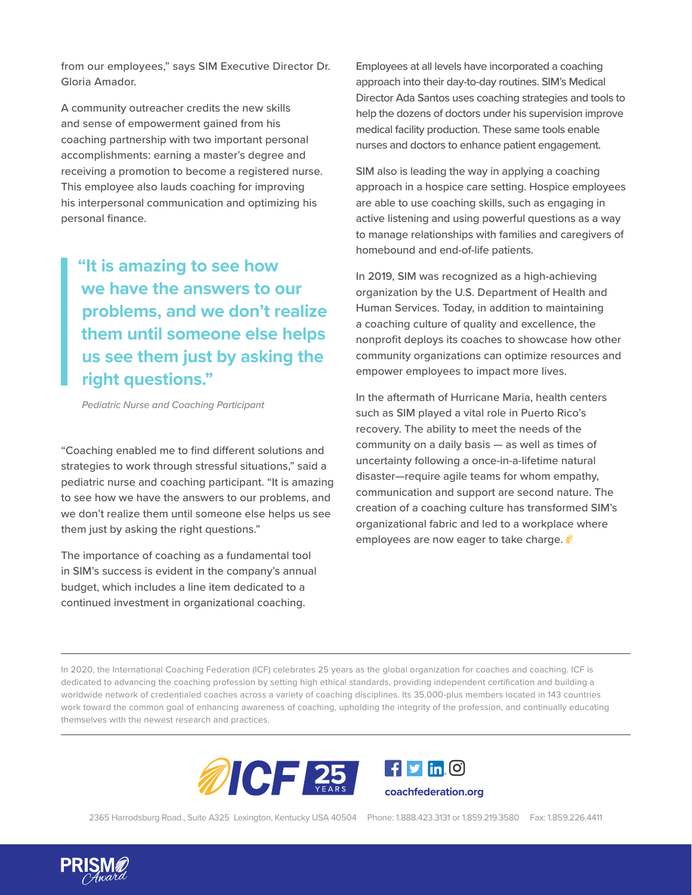from our employees," says SIM Executive Director Dr. Gloria Amador.

A community outreacher credits the new skills and sense of empowerment gained from his coaching partnership with two important personal accomplishments: earning a master's degree and receiving a promotion to become a registered nurse. This employee also lauds coaching for improving his interpersonal communication and optimizing his personal finance.

> **"It is amazing to see how we have the answers to our problems, and we don't realize them until someone else helps us see them just by asking the right questions."**
>
> *Pediatric Nurse and Coaching Participant*

"Coaching enabled me to find different solutions and strategies to work through stressful situations," said a pediatric nurse and coaching participant. "It is amazing to see how we have the answers to our problems, and we don't realize them until someone else helps us see them just by asking the right questions."

The importance of coaching as a fundamental tool in SIM's success is evident in the company's annual budget, which includes a line item dedicated to a continued investment in organizational coaching.

Employees at all levels have incorporated a coaching approach into their day-to-day routines. SIM's Medical Director Ada Santos uses coaching strategies and tools to help the dozens of doctors under his supervision improve medical facility production. These same tools enable nurses and doctors to enhance patient engagement.

SIM also is leading the way in applying a coaching approach in a hospice care setting. Hospice employees are able to use coaching skills, such as engaging in active listening and using powerful questions as a way to manage relationships with families and caregivers of homebound and end-of-life patients.

In 2019, SIM was recognized as a high-achieving organization by the U.S. Department of Health and Human Services. Today, in addition to maintaining a coaching culture of quality and excellence, the nonprofit deploys its coaches to showcase how other community organizations can optimize resources and empower employees to impact more lives.

In the aftermath of Hurricane Maria, health centers such as SIM played a vital role in Puerto Rico's recovery. The ability to meet the needs of the community on a daily basis — as well as times of uncertainty following a once-in-a-lifetime natural disaster—require agile teams for whom empathy, communication and support are second nature. The creation of a coaching culture has transformed SIM's organizational fabric and led to a workplace where employees are now eager to take charge.

---

In 2020, the International Coaching Federation (ICF) celebrates 25 years as the global organization for coaches and coaching. ICF is dedicated to advancing the coaching profession by setting high ethical standards, providing independent certification and building a worldwide network of credentialed coaches across a variety of coaching disciplines. Its 35,000-plus members located in 143 countries work toward the common goal of enhancing awareness of coaching, upholding the integrity of the profession, and continually educating themselves with the newest research and practices.

---

ICF 25 YEARS

coachfederation.org

2365 Harrodsburg Road., Suite A325 Lexington, Kentucky USA 40504 Phone: 1.888.423.3131 or 1.859.219.3580 Fax: 1.859.226.4411

PRISM Award